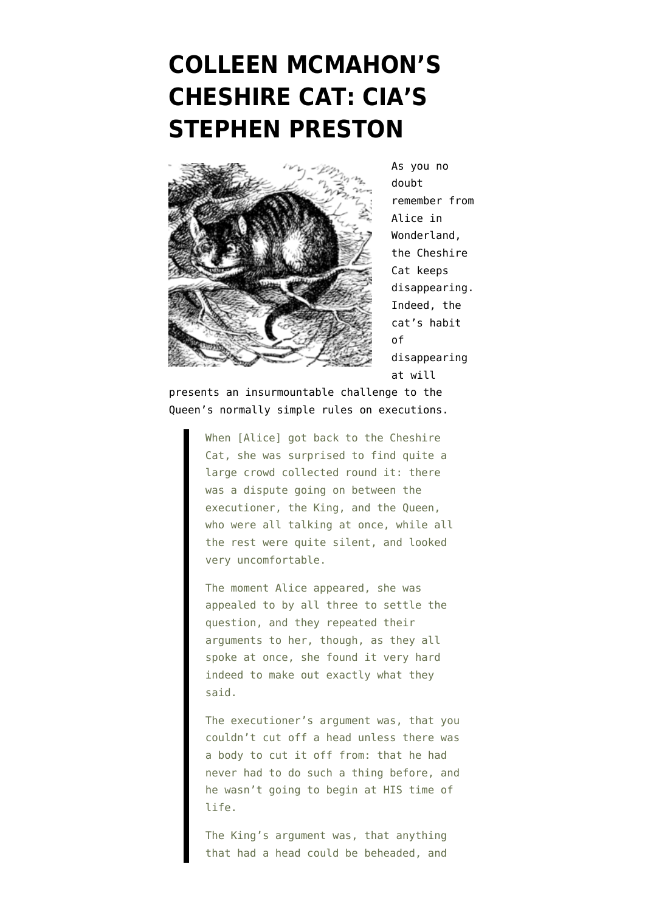# COLLEEN MCMAHON'S CHESHIRE CAT: CIA'S STEPHEN PRESTON

As you no doubt remember from Alice in Wonderland, the Cheshire Cat keeps disappearing. Indeed, the cat's habit of disappearing at will presents an insurmountable challenge to the Queen's normally simple rules on executions.

> When [Alice] got back to the Cheshire Cat, she was surprised to find quite a large crowd collected round it: there was a dispute going on between the executioner, the King, and the Queen, who were all talking at once, while all the rest were quite silent, and looked very uncomfortable.
>
> The moment Alice appeared, she was appealed to by all three to settle the question, and they repeated their arguments to her, though, as they all spoke at once, she found it very hard indeed to make out exactly what they said.
>
> The executioner's argument was, that you couldn't cut off a head unless there was a body to cut it off from: that he had never had to do such a thing before, and he wasn't going to begin at HIS time of life.
>
> The King's argument was, that anything that had a head could be beheaded, and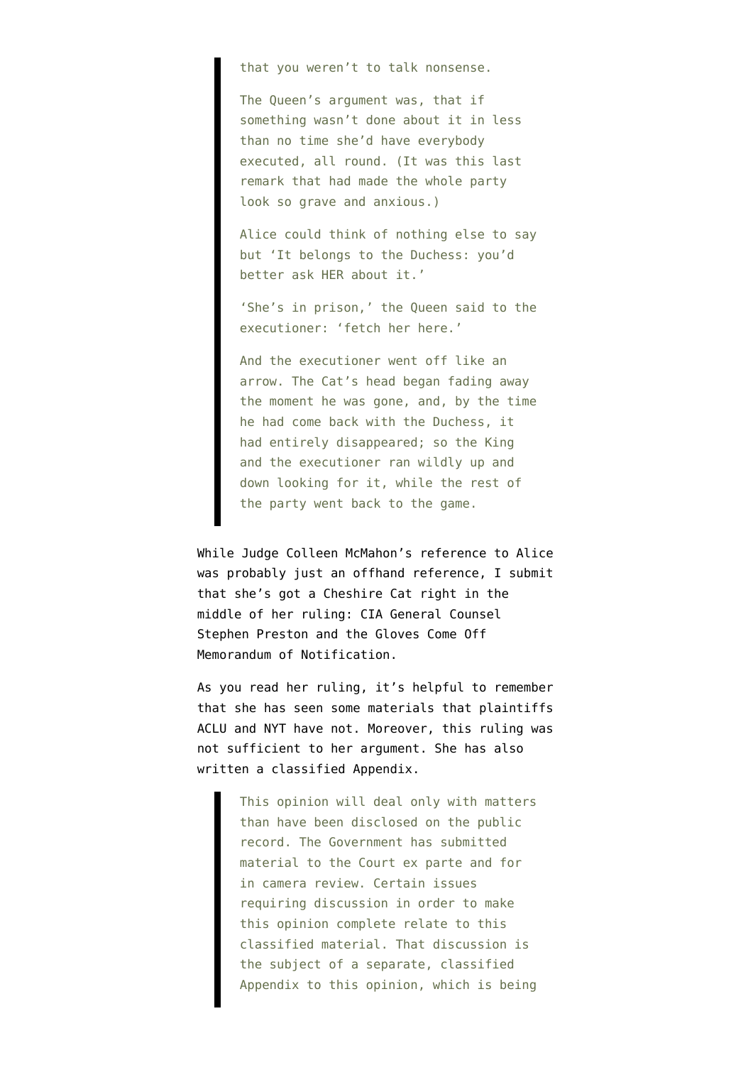> that you weren't to talk nonsense.
>
> The Queen's argument was, that if something wasn't done about it in less than no time she'd have everybody executed, all round. (It was this last remark that had made the whole party look so grave and anxious.)
>
> Alice could think of nothing else to say but 'It belongs to the Duchess: you'd better ask HER about it.'
>
> 'She's in prison,' the Queen said to the executioner: 'fetch her here.'
>
> And the executioner went off like an arrow. The Cat's head began fading away the moment he was gone, and, by the time he had come back with the Duchess, it had entirely disappeared; so the King and the executioner ran wildly up and down looking for it, while the rest of the party went back to the game.

While Judge Colleen McMahon's reference to Alice was probably just an offhand reference, I submit that she's got a Cheshire Cat right in the middle of her ruling: CIA General Counsel Stephen Preston and the Gloves Come Off Memorandum of Notification.

As you read her ruling, it's helpful to remember that she has seen some materials that plaintiffs ACLU and NYT have not. Moreover, this ruling was not sufficient to her argument. She has also written a classified Appendix.

> This opinion will deal only with matters than have been disclosed on the public record. The Government has submitted material to the Court ex parte and for in camera review. Certain issues requiring discussion in order to make this opinion complete relate to this classified material. That discussion is the subject of a separate, classified Appendix to this opinion, which is being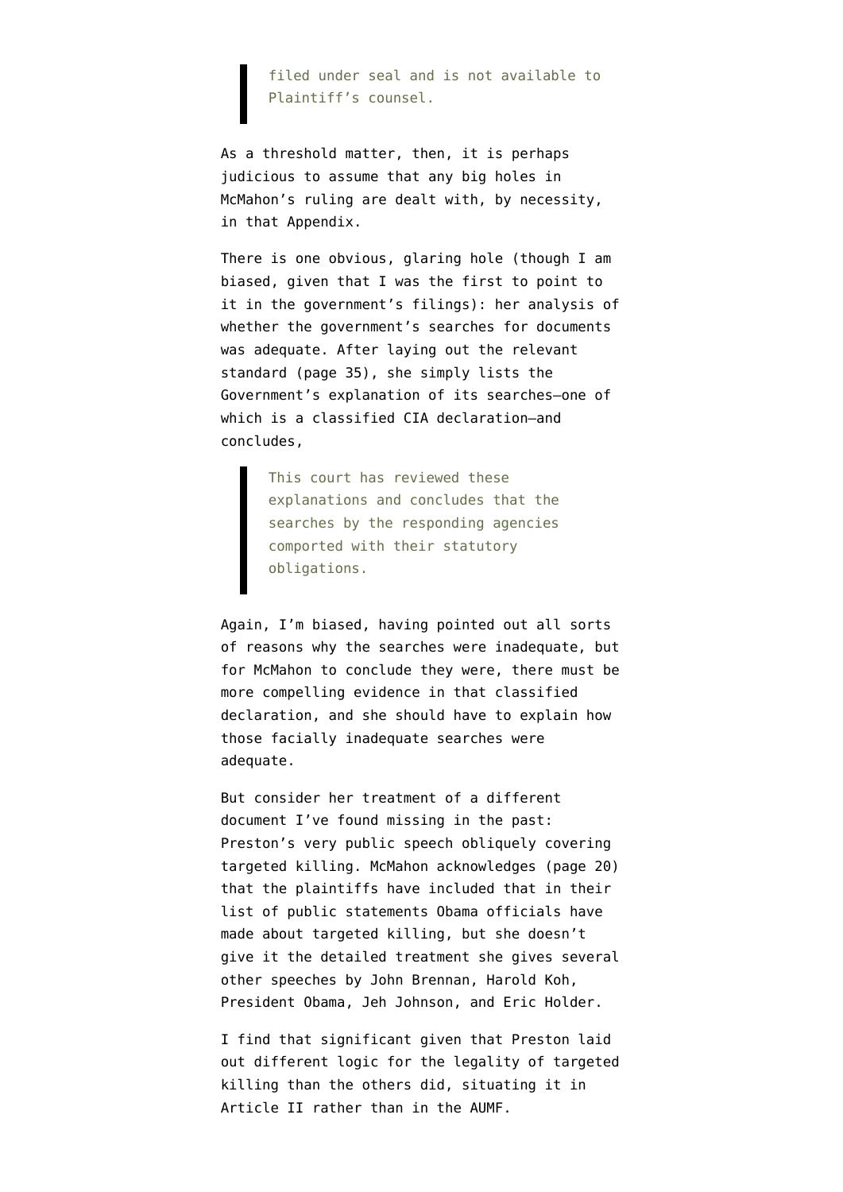> filed under seal and is not available to Plaintiff's counsel.

As a threshold matter, then, it is perhaps judicious to assume that any big holes in McMahon's ruling are dealt with, by necessity, in that Appendix.

There is one obvious, glaring hole (though I am biased, given that I was the first to point to it in the government's filings): her analysis of whether the government's searches for documents was adequate. After laying out the relevant standard (page 35), she simply lists the Government's explanation of its searches–one of which is a classified CIA declaration–and concludes,

> This court has reviewed these explanations and concludes that the searches by the responding agencies comported with their statutory obligations.

Again, I'm biased, having pointed out all sorts of reasons why the searches were inadequate, but for McMahon to conclude they were, there must be more compelling evidence in that classified declaration, and she should have to explain how those facially inadequate searches were adequate.

But consider her treatment of a different document I've found missing in the past: Preston's very public speech obliquely covering targeted killing. McMahon acknowledges (page 20) that the plaintiffs have included that in their list of public statements Obama officials have made about targeted killing, but she doesn't give it the detailed treatment she gives several other speeches by John Brennan, Harold Koh, President Obama, Jeh Johnson, and Eric Holder.

I find that significant given that Preston laid out different logic for the legality of targeted killing than the others did, situating it in Article II rather than in the AUMF.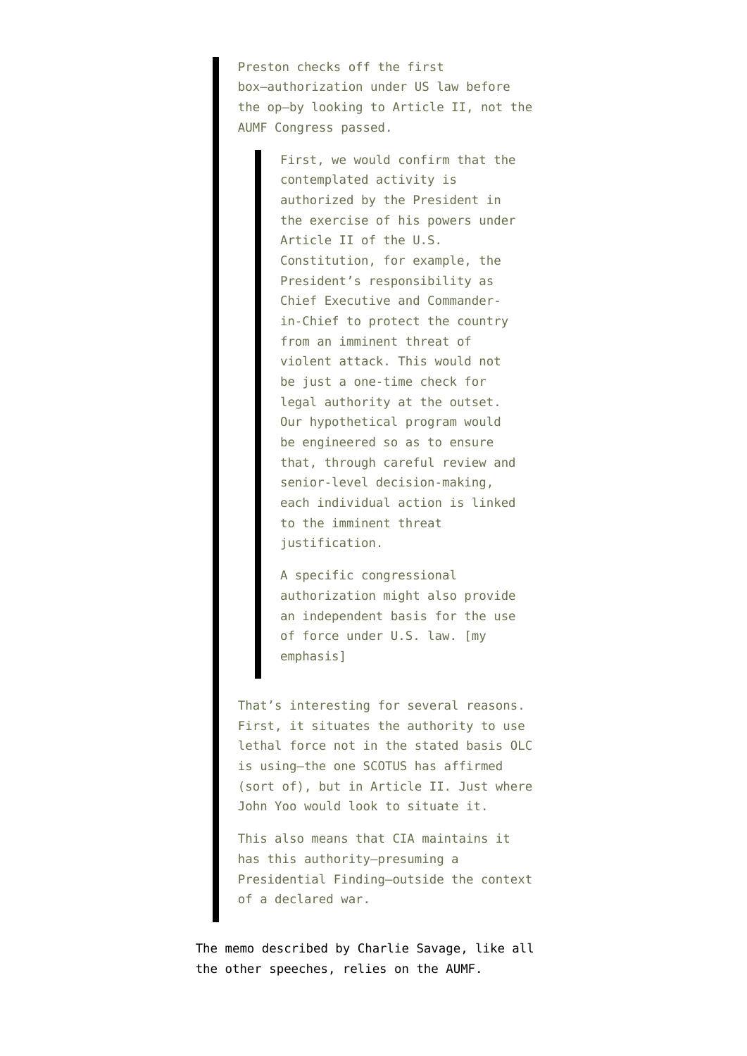> Preston checks off the first box—authorization under US law before the op—by looking to Article II, not the AUMF Congress passed.
>
> > First, we would confirm that the contemplated activity is authorized by the President in the exercise of his powers under Article II of the U.S. Constitution, for example, the President's responsibility as Chief Executive and Commander-in-Chief to protect the country from an imminent threat of violent attack. This would not be just a one-time check for legal authority at the outset. Our hypothetical program would be engineered so as to ensure that, through careful review and senior-level decision-making, each individual action is linked to the imminent threat justification.
> >
> > A specific congressional authorization might also provide an independent basis for the use of force under U.S. law. [my emphasis]
>
> That's interesting for several reasons. First, it situates the authority to use lethal force not in the stated basis OLC is using—the one SCOTUS has affirmed (sort of), but in Article II. Just where John Yoo would look to situate it.
>
> This also means that CIA maintains it has this authority—presuming a Presidential Finding—outside the context of a declared war.

The memo described by Charlie Savage, like all the other speeches, relies on the AUMF.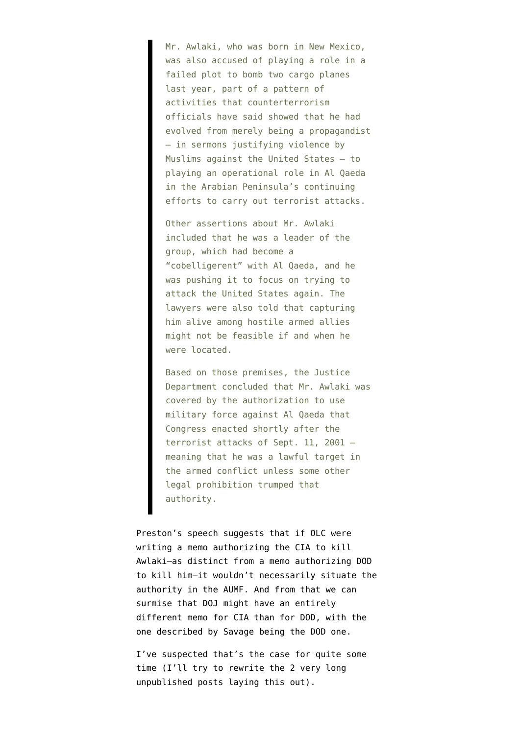> Mr. Awlaki, who was born in New Mexico, was also accused of playing a role in a failed plot to bomb two cargo planes last year, part of a pattern of activities that counterterrorism officials have said showed that he had evolved from merely being a propagandist — in sermons justifying violence by Muslims against the United States — to playing an operational role in Al Qaeda in the Arabian Peninsula's continuing efforts to carry out terrorist attacks.
>
> Other assertions about Mr. Awlaki included that he was a leader of the group, which had become a "cobelligerent" with Al Qaeda, and he was pushing it to focus on trying to attack the United States again. The lawyers were also told that capturing him alive among hostile armed allies might not be feasible if and when he were located.
>
> Based on those premises, the Justice Department concluded that Mr. Awlaki was covered by the authorization to use military force against Al Qaeda that Congress enacted shortly after the terrorist attacks of Sept. 11, 2001 — meaning that he was a lawful target in the armed conflict unless some other legal prohibition trumped that authority.

Preston's speech suggests that if OLC were writing a memo authorizing the CIA to kill Awlaki—as distinct from a memo authorizing DOD to kill him—it wouldn't necessarily situate the authority in the AUMF. And from that we can surmise that DOJ might have an entirely different memo for CIA than for DOD, with the one described by Savage being the DOD one.

I've suspected that's the case for quite some time (I'll try to rewrite the 2 very long unpublished posts laying this out).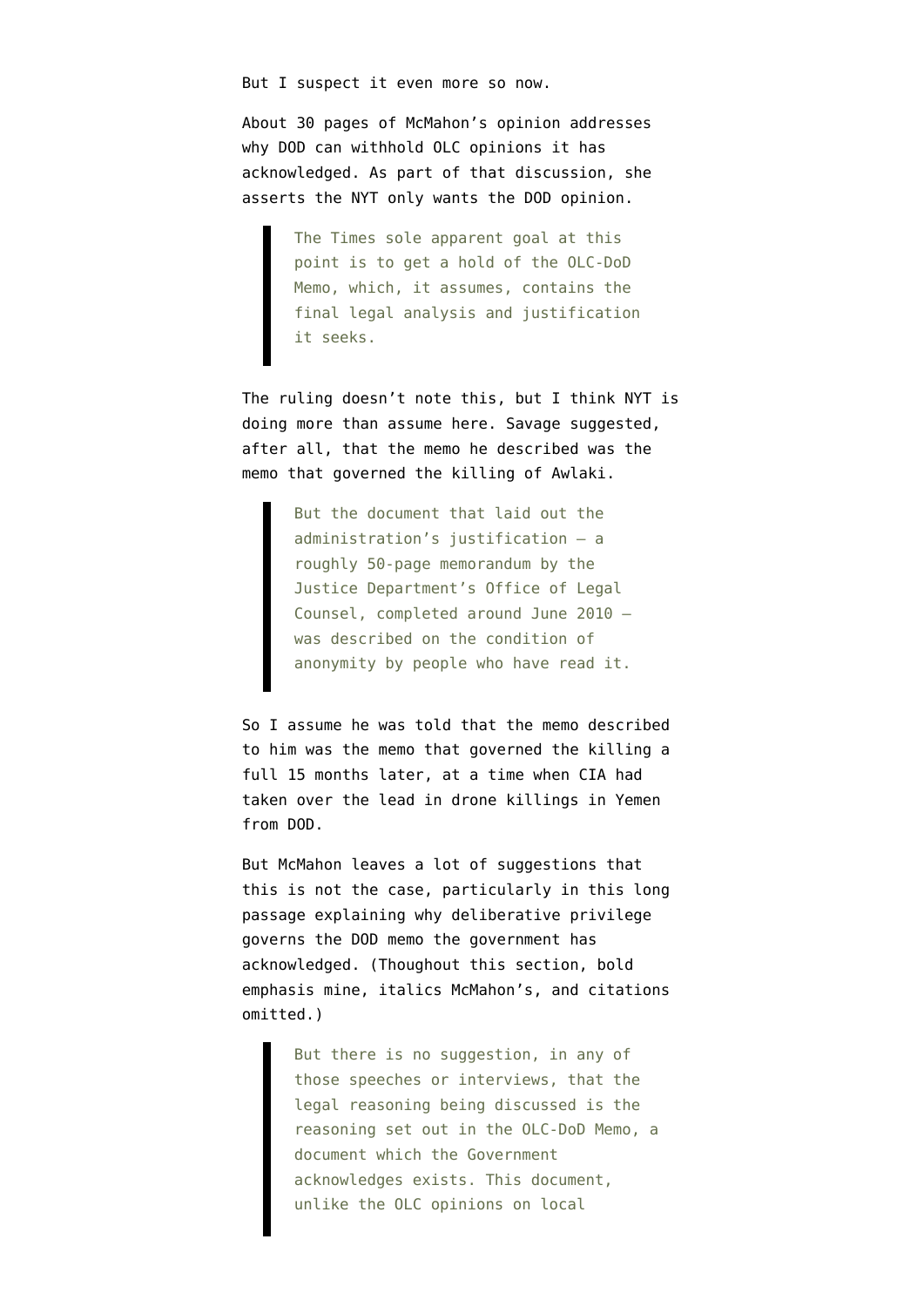But I suspect it even more so now.

About 30 pages of McMahon's opinion addresses why DOD can withhold OLC opinions it has acknowledged. As part of that discussion, she asserts the NYT only wants the DOD opinion.

> The Times sole apparent goal at this point is to get a hold of the OLC-DoD Memo, which, it assumes, contains the final legal analysis and justification it seeks.

The ruling doesn't note this, but I think NYT is doing more than assume here. Savage suggested, after all, that the memo he described was the memo that governed the killing of Awlaki.

> But the document that laid out the administration's justification — a roughly 50-page memorandum by the Justice Department's Office of Legal Counsel, completed around June 2010 — was described on the condition of anonymity by people who have read it.

So I assume he was told that the memo described to him was the memo that governed the killing a full 15 months later, at a time when CIA had taken over the lead in drone killings in Yemen from DOD.

But McMahon leaves a lot of suggestions that this is not the case, particularly in this long passage explaining why deliberative privilege governs the DOD memo the government has acknowledged. (Thoughout this section, bold emphasis mine, italics McMahon's, and citations omitted.)

> But there is no suggestion, in any of those speeches or interviews, that the legal reasoning being discussed is the reasoning set out in the OLC-DoD Memo, a document which the Government acknowledges exists. This document, unlike the OLC opinions on local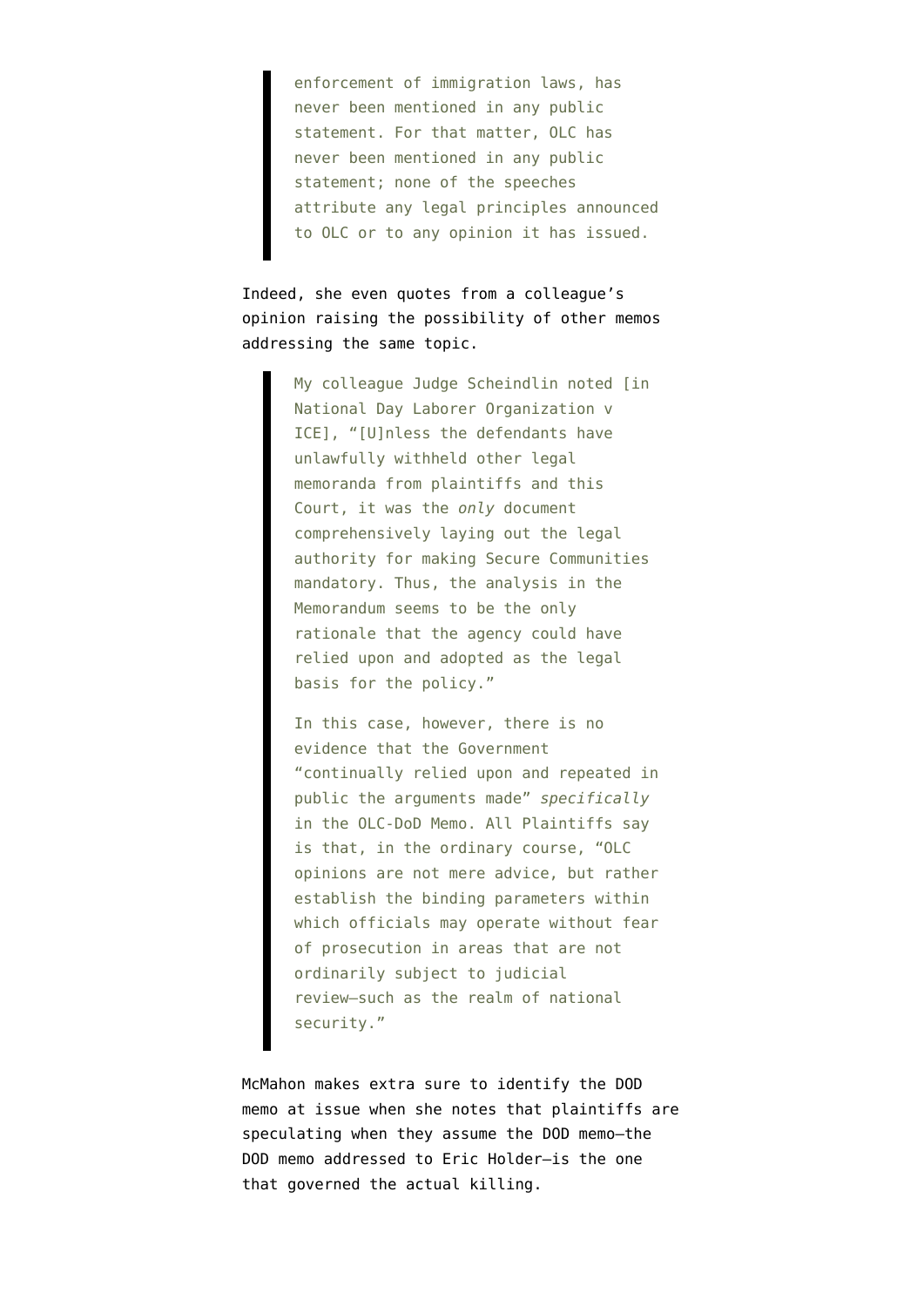> enforcement of immigration laws, has never been mentioned in any public statement. For that matter, OLC has never been mentioned in any public statement; none of the speeches attribute any legal principles announced to OLC or to any opinion it has issued.

Indeed, she even quotes from a colleague's opinion raising the possibility of other memos addressing the same topic.

> My colleague Judge Scheindlin noted [in National Day Laborer Organization v ICE], "[U]nless the defendants have unlawfully withheld other legal memoranda from plaintiffs and this Court, it was the *only* document comprehensively laying out the legal authority for making Secure Communities mandatory. Thus, the analysis in the Memorandum seems to be the only rationale that the agency could have relied upon and adopted as the legal basis for the policy."
>
> In this case, however, there is no evidence that the Government "continually relied upon and repeated in public the arguments made" *specifically* in the OLC-DoD Memo. All Plaintiffs say is that, in the ordinary course, "OLC opinions are not mere advice, but rather establish the binding parameters within which officials may operate without fear of prosecution in areas that are not ordinarily subject to judicial review—such as the realm of national security."

McMahon makes extra sure to identify the DOD memo at issue when she notes that plaintiffs are speculating when they assume the DOD memo—the DOD memo addressed to Eric Holder—is the one that governed the actual killing.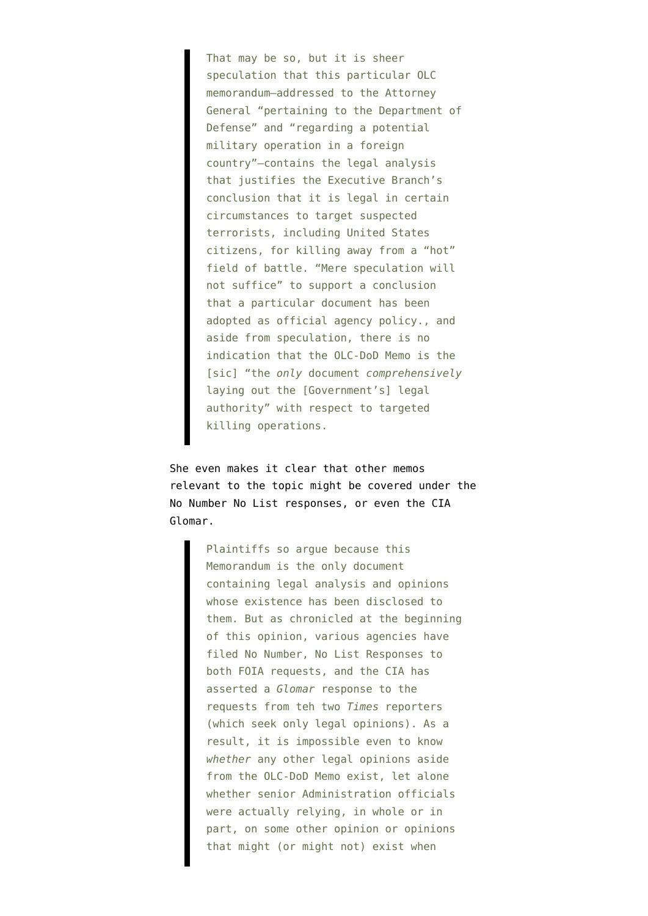> That may be so, but it is sheer speculation that this particular OLC memorandum—addressed to the Attorney General "pertaining to the Department of Defense" and "regarding a potential military operation in a foreign country"—contains the legal analysis that justifies the Executive Branch's conclusion that it is legal in certain circumstances to target suspected terrorists, including United States citizens, for killing away from a "hot" field of battle. "Mere speculation will not suffice" to support a conclusion that a particular document has been adopted as official agency policy., and aside from speculation, there is no indication that the OLC-DoD Memo is the [sic] "the *only* document *comprehensively* laying out the [Government's] legal authority" with respect to targeted killing operations.

She even makes it clear that other memos relevant to the topic might be covered under the No Number No List responses, or even the CIA Glomar.

> Plaintiffs so argue because this Memorandum is the only document containing legal analysis and opinions whose existence has been disclosed to them. But as chronicled at the beginning of this opinion, various agencies have filed No Number, No List Responses to both FOIA requests, and the CIA has asserted a *Glomar* response to the requests from teh two *Times* reporters (which seek only legal opinions). As a result, it is impossible even to know *whether* any other legal opinions aside from the OLC-DoD Memo exist, let alone whether senior Administration officials were actually relying, in whole or in part, on some other opinion or opinions that might (or might not) exist when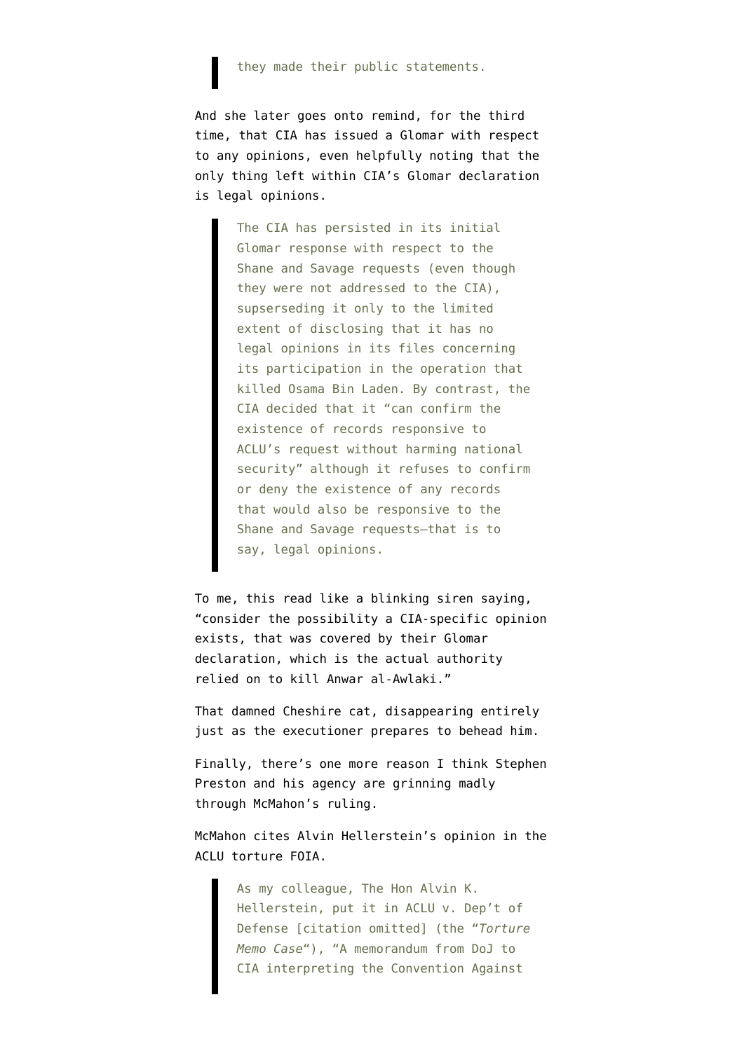> they made their public statements.

And she later goes onto remind, for the third time, that CIA has issued a Glomar with respect to any opinions, even helpfully noting that the only thing left within CIA's Glomar declaration is legal opinions.

> The CIA has persisted in its initial Glomar response with respect to the Shane and Savage requests (even though they were not addressed to the CIA), supserseding it only to the limited extent of disclosing that it has no legal opinions in its files concerning its participation in the operation that killed Osama Bin Laden. By contrast, the CIA decided that it "can confirm the existence of records responsive to ACLU's request without harming national security" although it refuses to confirm or deny the existence of any records that would also be responsive to the Shane and Savage requests—that is to say, legal opinions.

To me, this read like a blinking siren saying, "consider the possibility a CIA-specific opinion exists, that was covered by their Glomar declaration, which is the actual authority relied on to kill Anwar al-Awlaki."

That damned Cheshire cat, disappearing entirely just as the executioner prepares to behead him.

Finally, there's one more reason I think Stephen Preston and his agency are grinning madly through McMahon's ruling.

McMahon cites Alvin Hellerstein's opinion in the ACLU torture FOIA.

> As my colleague, The Hon Alvin K. Hellerstein, put it in ACLU v. Dep't of Defense [citation omitted] (the "*Torture Memo Case*"), "A memorandum from DoJ to CIA interpreting the Convention Against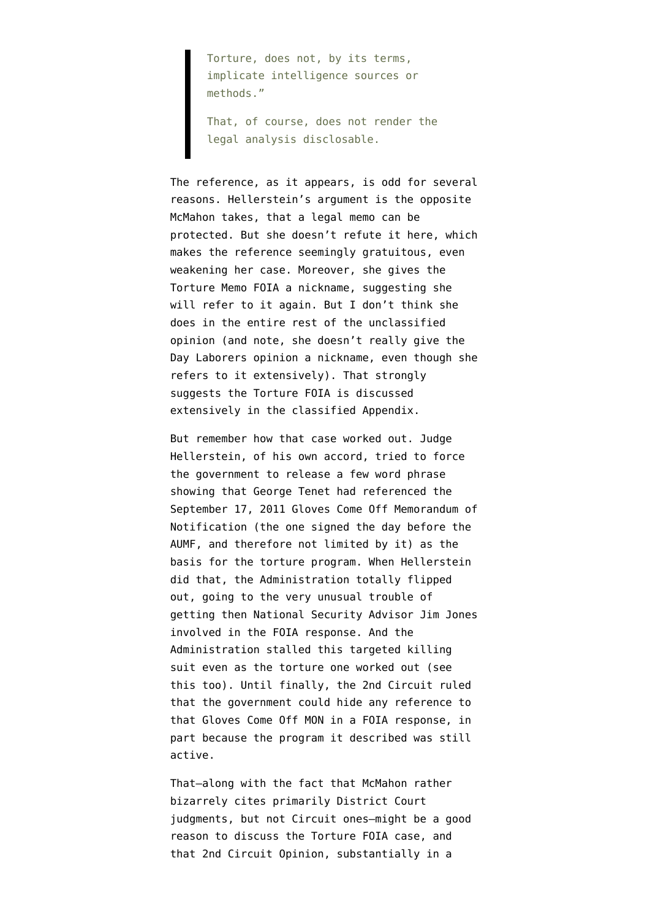> Torture, does not, by its terms, implicate intelligence sources or methods."
>
> That, of course, does not render the legal analysis disclosable.

The reference, as it appears, is odd for several reasons. Hellerstein's argument is the opposite McMahon takes, that a legal memo can be protected. But she doesn't refute it here, which makes the reference seemingly gratuitous, even weakening her case. Moreover, she gives the Torture Memo FOIA a nickname, suggesting she will refer to it again. But I don't think she does in the entire rest of the unclassified opinion (and note, she doesn't really give the Day Laborers opinion a nickname, even though she refers to it extensively). That strongly suggests the Torture FOIA is discussed extensively in the classified Appendix.

But remember how that case worked out. Judge Hellerstein, of his own accord, tried to force the government to release a few word phrase showing that George Tenet had referenced the September 17, 2011 Gloves Come Off Memorandum of Notification (the one signed the day before the AUMF, and therefore not limited by it) as the basis for the torture program. When Hellerstein did that, the Administration totally flipped out, going to the very unusual trouble of getting then National Security Advisor Jim Jones involved in the FOIA response. And the Administration stalled this targeted killing suit even as the torture one worked out (see this too). Until finally, the 2nd Circuit ruled that the government could hide any reference to that Gloves Come Off MON in a FOIA response, in part because the program it described was still active.

That—along with the fact that McMahon rather bizarrely cites primarily District Court judgments, but not Circuit ones—might be a good reason to discuss the Torture FOIA case, and that 2nd Circuit Opinion, substantially in a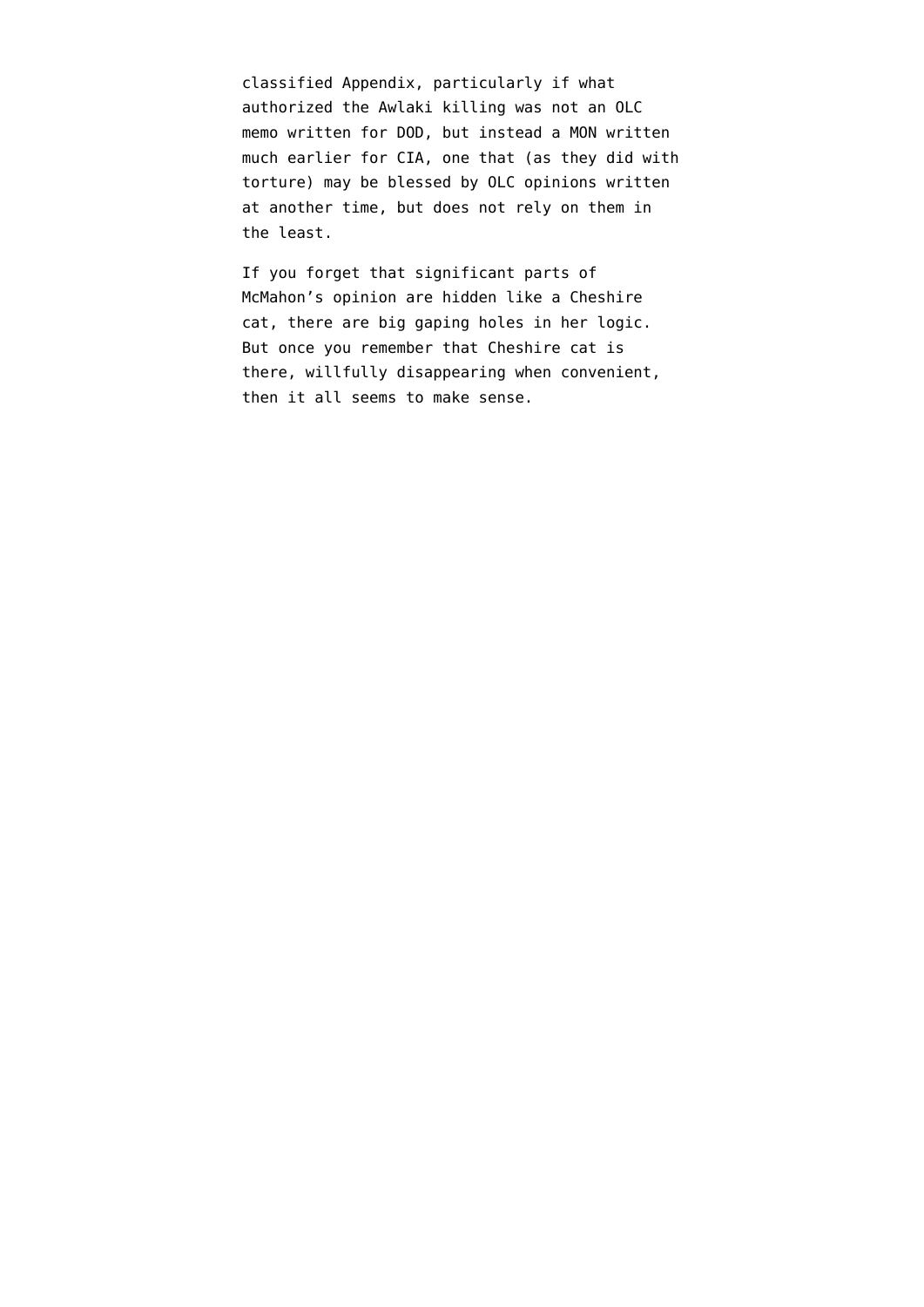classified Appendix, particularly if what authorized the Awlaki killing was not an OLC memo written for DOD, but instead a MON written much earlier for CIA, one that (as they did with torture) may be blessed by OLC opinions written at another time, but does not rely on them in the least.

If you forget that significant parts of McMahon's opinion are hidden like a Cheshire cat, there are big gaping holes in her logic. But once you remember that Cheshire cat is there, willfully disappearing when convenient, then it all seems to make sense.